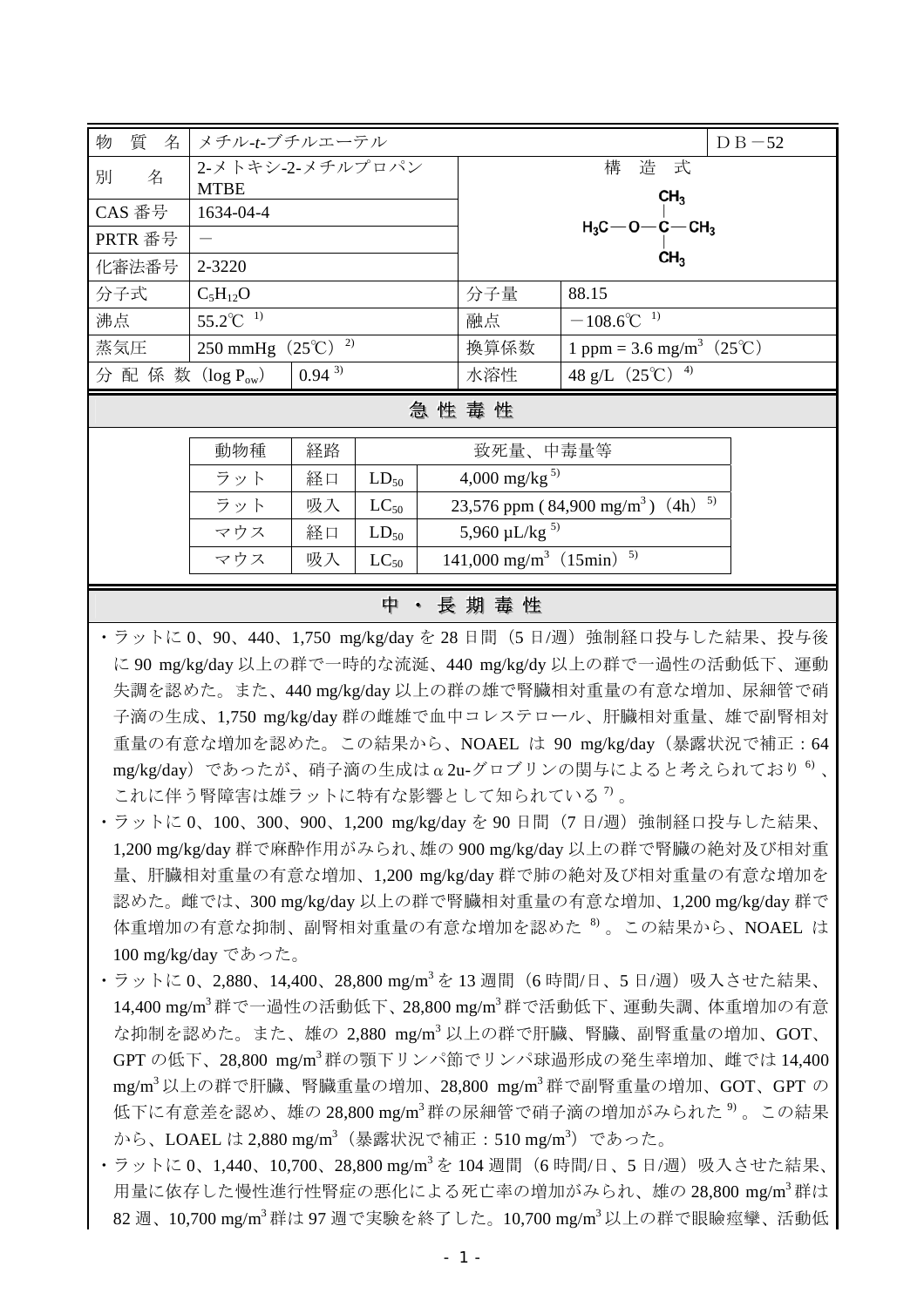| 物質名 | メチル-*t*-ブチルエーテル | | | DB－52 |
|---|---|---|---|---|
| 別名 | 2-メトキシ-2-メチルプロパン MTBE | 構造式 | | |
| CAS 番号 | 1634-04-4 | $H_3C-O-C(CH_3)_2-CH_3$ | | |
| PRTR 番号 | － | | | |
| 化審法番号 | 2-3220 | | | |
| 分子式 | $C_5H_{12}O$ | 分子量 | 88.15 | |
| 沸点 | 55.2℃ [1] | 融点 | －108.6℃ [1] | |
| 蒸気圧 | 250 mmHg（25℃）[2] | 換算係数 | 1 ppm = 3.6 $mg/m^3$（25℃） | |
| 分配係数（$\log P_{ow}$） | 0.94 [3] | 水溶性 | 48 g/L（25℃）[4] | |

## 急性毒性

| 動物種 | 経路 | 致死量、中毒量等 | |
|---|---|---|---|
| ラット | 経口 | $LD_{50}$ | 4,000 mg/kg [5] |
| ラット | 吸入 | $LC_{50}$ | 23,576 ppm ( 84,900 $mg/m^3$ )（4h）[5] |
| マウス | 経口 | $LD_{50}$ | 5,960 µL/kg [5] |
| マウス | 吸入 | $LC_{50}$ | 141,000 $mg/m^3$（15min）[5] |

## 中・長期毒性

- ラットに 0、90、440、1,750 mg/kg/day を 28 日間（5 日/週）強制経口投与した結果、投与後に 90 mg/kg/day 以上の群で一時的な流涎、440 mg/kg/dy 以上の群で一過性の活動低下、運動失調を認めた。また、440 mg/kg/day 以上の群の雄で腎臓相対重量の有意な増加、尿細管で硝子滴の生成、1,750 mg/kg/day 群の雌雄で血中コレステロール、肝臓相対重量、雄で副腎相対重量の有意な増加を認めた。この結果から、NOAEL は 90 mg/kg/day（暴露状況で補正：64 mg/kg/day）であったが、硝子滴の生成は α2u-グロブリンの関与によると考えられており[6]、これに伴う腎障害は雄ラットに特有な影響として知られている[7]。
- ラットに 0、100、300、900、1,200 mg/kg/day を 90 日間（7 日/週）強制経口投与した結果、1,200 mg/kg/day 群で麻酔作用がみられ、雄の 900 mg/kg/day 以上の群で腎臓の絶対及び相対重量、肝臓相対重量の有意な増加、1,200 mg/kg/day 群で肺の絶対及び相対重量の有意な増加を認めた。雌では、300 mg/kg/day 以上の群で腎臓相対重量の有意な増加、1,200 mg/kg/day 群で体重増加の有意な抑制、副腎相対重量の有意な増加を認めた[8]。この結果から、NOAEL は 100 mg/kg/day であった。
- ラットに 0、2,880、14,400、28,800 $mg/m^3$ を 13 週間（6 時間/日、5 日/週）吸入させた結果、14,400 $mg/m^3$ 群で一過性の活動低下、28,800 $mg/m^3$ 群で活動低下、運動失調、体重増加の有意な抑制を認めた。また、雄の 2,880 $mg/m^3$ 以上の群で肝臓、腎臓、副腎重量の増加、GOT、GPT の低下、28,800 $mg/m^3$ 群の顎下リンパ節でリンパ球過形成の発生率増加、雌では 14,400 $mg/m^3$ 以上の群で肝臓、腎臓重量の増加、28,800 $mg/m^3$ 群で副腎重量の増加、GOT、GPT の低下に有意差を認め、雄の 28,800 $mg/m^3$ 群の尿細管で硝子滴の増加がみられた[9]。この結果から、LOAEL は 2,880 $mg/m^3$（暴露状況で補正：510 $mg/m^3$）であった。
- ラットに 0、1,440、10,700、28,800 $mg/m^3$ を 104 週間（6 時間/日、5 日/週）吸入させた結果、用量に依存した慢性進行性腎症の悪化による死亡率の増加がみられ、雄の 28,800 $mg/m^3$ 群は 82 週、10,700 $mg/m^3$ 群は 97 週で実験を終了した。10,700 $mg/m^3$ 以上の群で眼瞼痙攣、活動低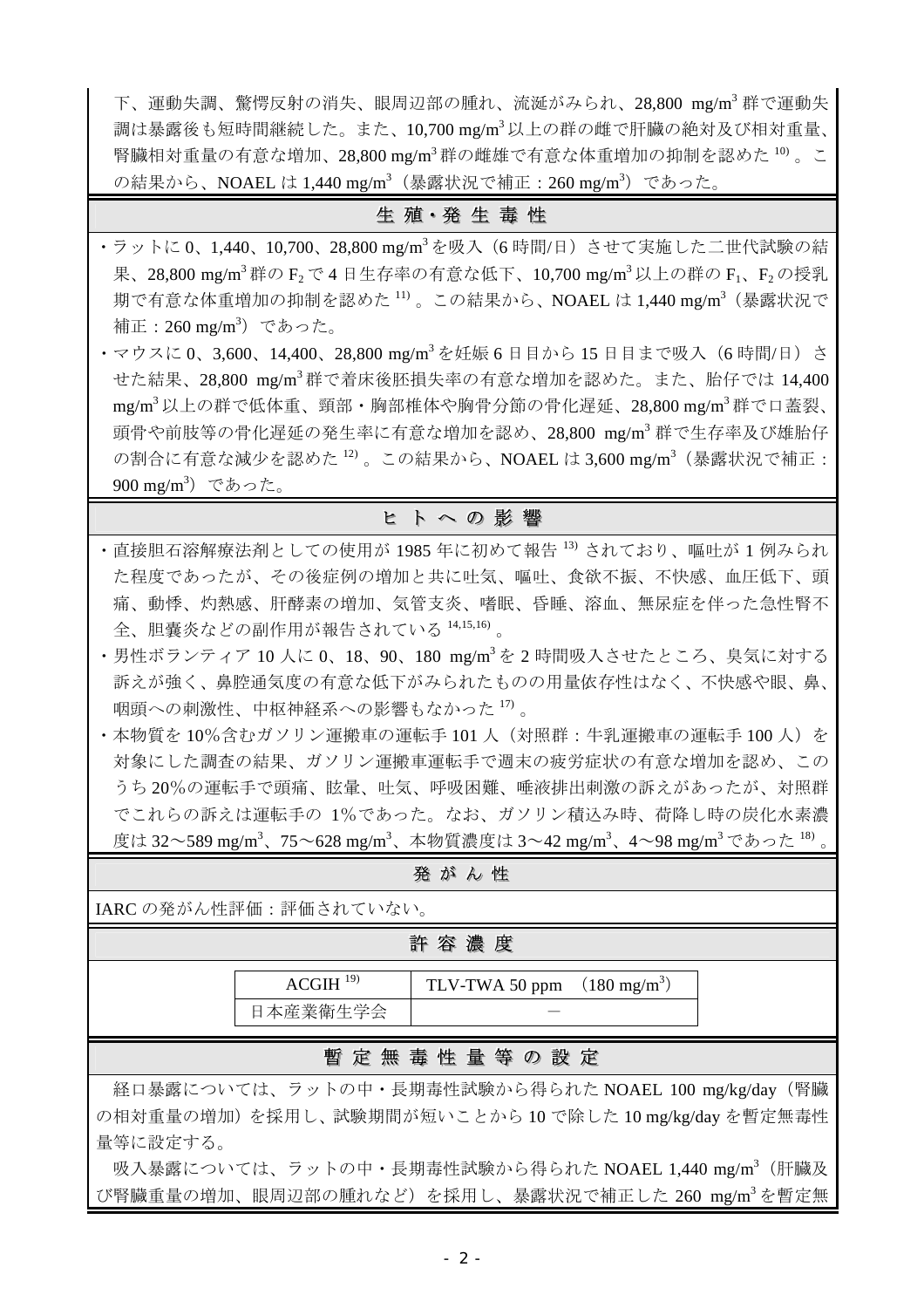下、運動失調、驚愕反射の消失、眼周辺部の腫れ、流涎がみられ、28,800 mg/m$^3$ 群で運動失調は暴露後も短時間継続した。また、10,700 mg/m$^3$ 以上の群の雌で肝臓の絶対及び相対重量、腎臓相対重量の有意な増加、28,800 mg/m$^3$ 群の雌雄で有意な体重増加の抑制を認めた[10)]。この結果から、NOAEL は 1,440 mg/m$^3$（暴露状況で補正：260 mg/m$^3$）であった。

## 生 殖・発 生 毒 性

・ラットに 0、1,440、10,700、28,800 mg/m$^3$ を吸入（6 時間/日）させて実施した二世代試験の結果、28,800 mg/m$^3$ 群の $F_2$ で 4 日生存率の有意な低下、10,700 mg/m$^3$ 以上の群の $F_1$、$F_2$ の授乳期で有意な体重増加の抑制を認めた[11)]。この結果から、NOAEL は 1,440 mg/m$^3$（暴露状況で補正：260 mg/m$^3$）であった。

・マウスに 0、3,600、14,400、28,800 mg/m$^3$ を妊娠 6 日目から 15 日目まで吸入（6 時間/日）させた結果、28,800 mg/m$^3$ 群で着床後胚損失率の有意な増加を認めた。また、胎仔では 14,400 mg/m$^3$ 以上の群で低体重、頸部・胸部椎体や胸骨分節の骨化遅延、28,800 mg/m$^3$ 群で口蓋裂、頭骨や前肢等の骨化遅延の発生率に有意な増加を認め、28,800 mg/m$^3$ 群で生存率及び雄胎仔の割合に有意な減少を認めた[12)]。この結果から、NOAEL は 3,600 mg/m$^3$（暴露状況で補正：900 mg/m$^3$）であった。

## ヒ ト へ の 影 響

・直接胆石溶解療法剤としての使用が 1985 年に初めて報告[13)]されており、嘔吐が 1 例みられた程度であったが、その後症例の増加と共に吐気、嘔吐、食欲不振、不快感、血圧低下、頭痛、動悸、灼熱感、肝酵素の増加、気管支炎、嗜眠、昏睡、溶血、無尿症を伴った急性腎不全、胆嚢炎などの副作用が報告されている[14,15,16)]。

・男性ボランティア 10 人に 0、18、90、180 mg/m$^3$ を 2 時間吸入させたところ、臭気に対する訴えが強く、鼻腔通気度の有意な低下がみられたものの用量依存性はなく、不快感や眼、鼻、咽頭への刺激性、中枢神経系への影響もなかった[17)]。

・本物質を 10%含むガソリン運搬車の運転手 101 人（対照群：牛乳運搬車の運転手 100 人）を対象にした調査の結果、ガソリン運搬車運転手で週末の疲労症状の有意な増加を認め、このうち 20%の運転手で頭痛、眩暈、吐気、呼吸困難、唾液排出刺激の訴えがあったが、対照群でこれらの訴えは運転手の 1%であった。なお、ガソリン積込み時、荷降し時の炭化水素濃度は 32～589 mg/m$^3$、75～628 mg/m$^3$、本物質濃度は 3～42 mg/m$^3$、4～98 mg/m$^3$ であった[18)]。

## 発 が ん 性

IARC の発がん性評価：評価されていない。

## 許 容 濃 度

| | |
|---|---|
| ACGIH[19)] | TLV-TWA 50 ppm （180 mg/m$^3$） |
| 日本産業衛生学会 | － |

## 暫 定 無 毒 性 量 等 の 設 定

経口暴露については、ラットの中・長期毒性試験から得られた NOAEL 100 mg/kg/day（腎臓の相対重量の増加）を採用し、試験期間が短いことから 10 で除した 10 mg/kg/day を暫定無毒性量等に設定する。

吸入暴露については、ラットの中・長期毒性試験から得られた NOAEL 1,440 mg/m$^3$（肝臓及び腎臓重量の増加、眼周辺部の腫れなど）を採用し、暴露状況で補正した 260 mg/m$^3$ を暫定無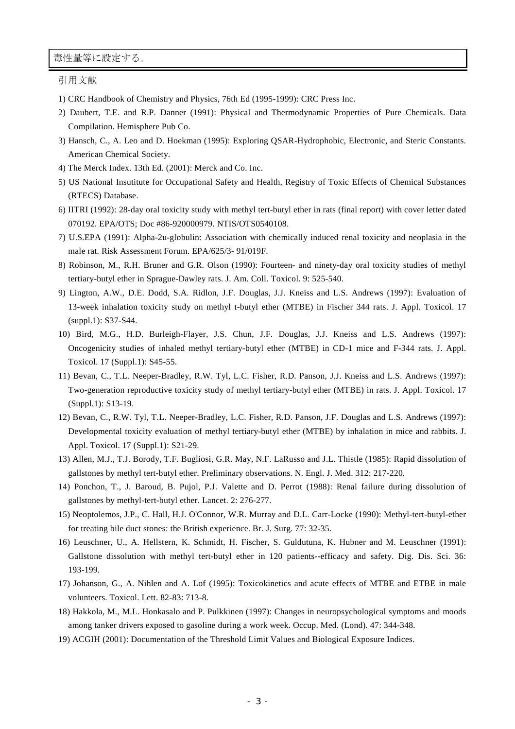毒性量等に設定する。

引用文献

1) CRC Handbook of Chemistry and Physics, 76th Ed (1995-1999): CRC Press Inc.
2) Daubert, T.E. and R.P. Danner (1991): Physical and Thermodynamic Properties of Pure Chemicals. Data Compilation. Hemisphere Pub Co.
3) Hansch, C., A. Leo and D. Hoekman (1995): Exploring QSAR-Hydrophobic, Electronic, and Steric Constants. American Chemical Society.
4) The Merck Index. 13th Ed. (2001): Merck and Co. Inc.
5) US National Insutitute for Occupational Safety and Health, Registry of Toxic Effects of Chemical Substances (RTECS) Database.
6) IITRI (1992): 28-day oral toxicity study with methyl tert-butyl ether in rats (final report) with cover letter dated 070192. EPA/OTS; Doc #86-920000979. NTIS/OTS0540108.
7) U.S.EPA (1991): Alpha-2u-globulin: Association with chemically induced renal toxicity and neoplasia in the male rat. Risk Assessment Forum. EPA/625/3- 91/019F.
8) Robinson, M., R.H. Bruner and G.R. Olson (1990): Fourteen- and ninety-day oral toxicity studies of methyl tertiary-butyl ether in Sprague-Dawley rats. J. Am. Coll. Toxicol. 9: 525-540.
9) Lington, A.W., D.E. Dodd, S.A. Ridlon, J.F. Douglas, J.J. Kneiss and L.S. Andrews (1997): Evaluation of 13-week inhalation toxicity study on methyl t-butyl ether (MTBE) in Fischer 344 rats. J. Appl. Toxicol. 17 (suppl.1): S37-S44.
10) Bird, M.G., H.D. Burleigh-Flayer, J.S. Chun, J.F. Douglas, J.J. Kneiss and L.S. Andrews (1997): Oncogenicity studies of inhaled methyl tertiary-butyl ether (MTBE) in CD-1 mice and F-344 rats. J. Appl. Toxicol. 17 (Suppl.1): S45-55.
11) Bevan, C., T.L. Neeper-Bradley, R.W. Tyl, L.C. Fisher, R.D. Panson, J.J. Kneiss and L.S. Andrews (1997): Two-generation reproductive toxicity study of methyl tertiary-butyl ether (MTBE) in rats. J. Appl. Toxicol. 17 (Suppl.1): S13-19.
12) Bevan, C., R.W. Tyl, T.L. Neeper-Bradley, L.C. Fisher, R.D. Panson, J.F. Douglas and L.S. Andrews (1997): Developmental toxicity evaluation of methyl tertiary-butyl ether (MTBE) by inhalation in mice and rabbits. J. Appl. Toxicol. 17 (Suppl.1): S21-29.
13) Allen, M.J., T.J. Borody, T.F. Bugliosi, G.R. May, N.F. LaRusso and J.L. Thistle (1985): Rapid dissolution of gallstones by methyl tert-butyl ether. Preliminary observations. N. Engl. J. Med. 312: 217-220.
14) Ponchon, T., J. Baroud, B. Pujol, P.J. Valette and D. Perrot (1988): Renal failure during dissolution of gallstones by methyl-tert-butyl ether. Lancet. 2: 276-277.
15) Neoptolemos, J.P., C. Hall, H.J. O'Connor, W.R. Murray and D.L. Carr-Locke (1990): Methyl-tert-butyl-ether for treating bile duct stones: the British experience. Br. J. Surg. 77: 32-35.
16) Leuschner, U., A. Hellstern, K. Schmidt, H. Fischer, S. Guldutuna, K. Hubner and M. Leuschner (1991): Gallstone dissolution with methyl tert-butyl ether in 120 patients--efficacy and safety. Dig. Dis. Sci. 36: 193-199.
17) Johanson, G., A. Nihlen and A. Lof (1995): Toxicokinetics and acute effects of MTBE and ETBE in male volunteers. Toxicol. Lett. 82-83: 713-8.
18) Hakkola, M., M.L. Honkasalo and P. Pulkkinen (1997): Changes in neuropsychological symptoms and moods among tanker drivers exposed to gasoline during a work week. Occup. Med. (Lond). 47: 344-348.
19) ACGIH (2001): Documentation of the Threshold Limit Values and Biological Exposure Indices.